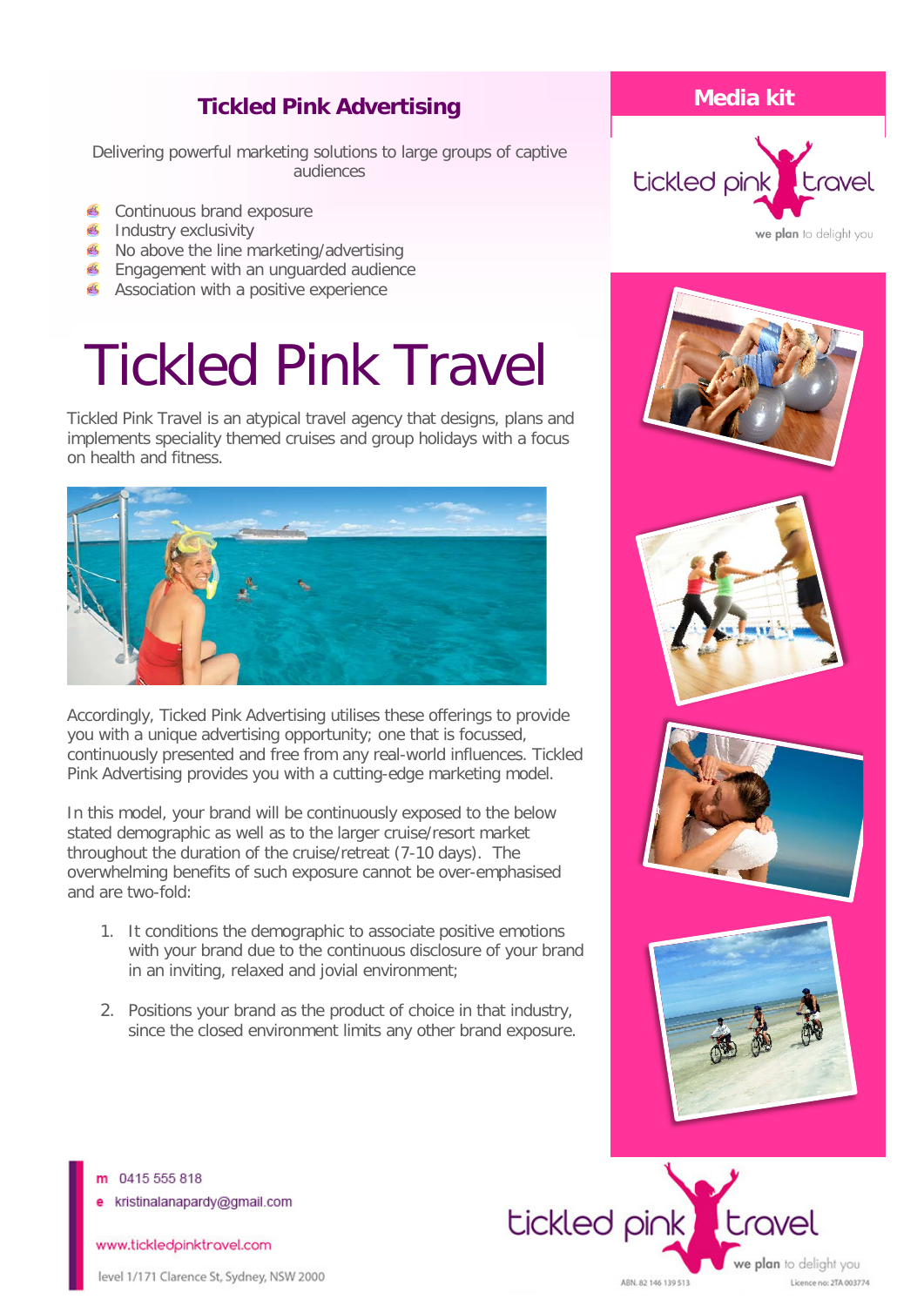## Tickled Pink Advertising

Delivering powerful marketing solutions to large groups of captive audiences

- Continuous brand exposure
- Industry exclusivity
- No above the line marketing/advertising
- Engagement with an unguarded audience
- Association with a positive experience

**Media kit**

tickled pink travel

we plan to delight you

# Tickled Pink Travel

Tickled Pink Travel is an atypical travel agency that designs, plans and implements speciality themed cruises and group holidays with a focus on health and fitness.

Accordingly, Ticked Pink Advertising utilises these offerings to provide you with a unique advertising opportunity; one that is focussed, continuously presented and free from any real-world influences. Tickled Pink Advertising provides you with a cutting-edge marketing model.

In this model, your brand will be continuously exposed to the below stated demographic as well as to the larger cruise/resort market throughout the duration of the cruise/retreat (7-10 days). The overwhelming benefits of such exposure cannot be over-emphasised and are two-fold:

1. It conditions the demographic to associate positive emotions with your brand due to the continuous disclosure of your brand in an inviting, relaxed and jovial environment;

2. Positions your brand as the product of choice in that industry, since the closed environment limits any other brand exposure.

m 0415 555 818

e kristinalanapardy@gmail.com

www.tickledpinktravel.com

level 1/171 Clarence St, Sydney, NSW 2000

tickled pink travel

we plan to delight you

ABN. 82 146 139 513

Licence no: 2TA 003774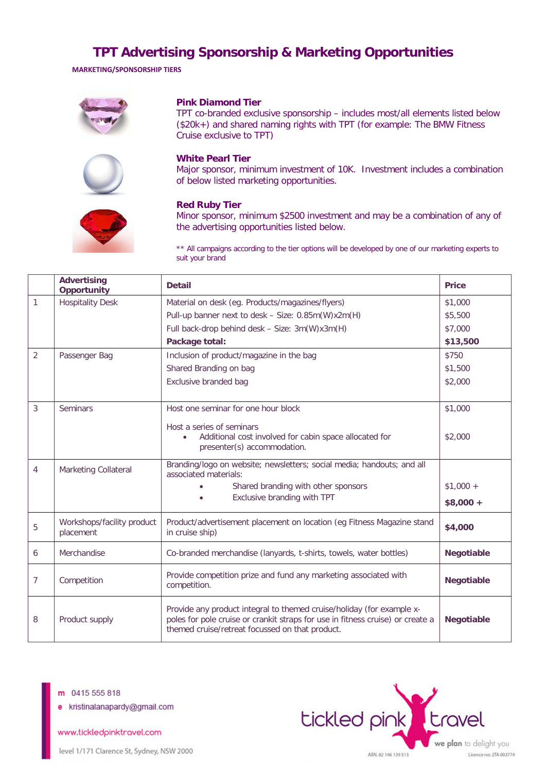# TPT Advertising Sponsorship & Marketing Opportunities

**MARKETING/SPONSORSHIP TIERS**

### Pink Diamond Tier

TPT co-branded exclusive sponsorship – includes most/all elements listed below ($20k+) and shared naming rights with TPT (for example: The BMW Fitness Cruise exclusive to TPT)

### White Pearl Tier

Major sponsor, minimum investment of 10K. Investment includes a combination of below listed marketing opportunities.

### Red Ruby Tier

Minor sponsor, minimum $2500 investment and may be a combination of any of the advertising opportunities listed below.

** All campaigns according to the tier options will be developed by one of our marketing experts to suit your brand

| | Advertising Opportunity | Detail | Price |
|---|---|---|---|
| 1 | Hospitality Desk | Material on desk (eg. Products/magazines/flyers)<br>Pull-up banner next to desk – Size: 0.85m(W)x2m(H)<br>Full back-drop behind desk – Size: 3m(W)x3m(H)<br>**Package total:** | $1,000<br>$5,500<br>$7,000<br>**$13,500** |
| 2 | Passenger Bag | Inclusion of product/magazine in the bag<br>Shared Branding on bag<br>Exclusive branded bag | $750<br>$1,500<br>$2,000 |
| 3 | Seminars | Host one seminar for one hour block<br>Host a series of seminars<br>• Additional cost involved for cabin space allocated for presenter(s) accommodation. | $1,000<br>$2,000 |
| 4 | Marketing Collateral | Branding/logo on website; newsletters; social media; handouts; and all associated materials:<br>• Shared branding with other sponsors<br>• Exclusive branding with TPT | $1,000 +<br>**$8,000 +** |
| 5 | Workshops/facility product placement | Product/advertisement placement on location (eg Fitness Magazine stand in cruise ship) | **$4,000** |
| 6 | Merchandise | Co-branded merchandise (lanyards, t-shirts, towels, water bottles) | **Negotiable** |
| 7 | Competition | Provide competition prize and fund any marketing associated with competition. | **Negotiable** |
| 8 | Product supply | Provide any product integral to themed cruise/holiday (for example x-poles for pole cruise or crankit straps for use in fitness cruise) or create a themed cruise/retreat focussed on that product. | **Negotiable** |

m 0415 555 818
e kristinalanapardy@gmail.com

www.tickledpinktravel.com

level 1/171 Clarence St, Sydney, NSW 2000

tickled pink travel — we plan to delight you

ABN. 82 146 139 513 Licence no: 2TA 003774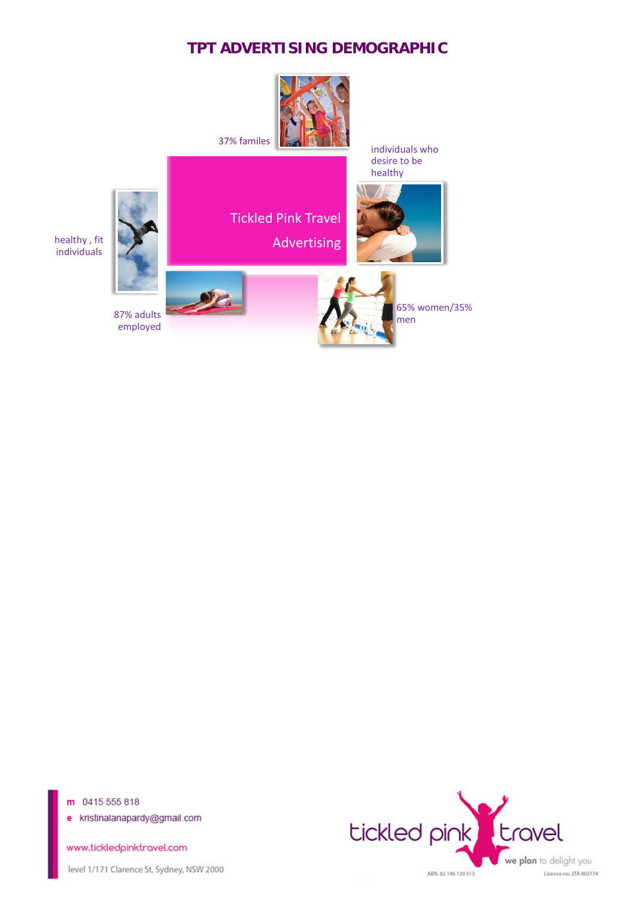# TPT ADVERTISING DEMOGRAPHIC

37% familes

individuals who desire to be healthy

Tickled Pink Travel Advertising

healthy , fit individuals

87% adults employed

65% women/35% men

m 0415 555 818

e kristinalanapardy@gmail.com

www.tickledpinktravel.com

level 1/171 Clarence St, Sydney, NSW 2000

tickled pink travel

we plan to delight you

ABN. 82 146 139 513

Licence no: 2TA 003774